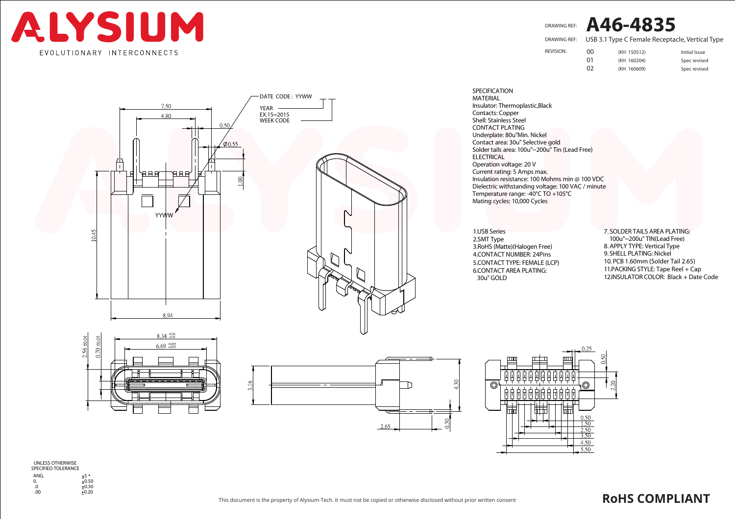# ALYSIUM

EVOLUTIONARY INTERCONNECTS

DRAWING REF: **A46-4835**

DRAWING REF: USB 3.1 Type C Female Receptacle, Vertical Type

| REVISION: | | | |
|---|---|---|---|
| | 00 | (KH 150512) | Initial Issue |
| | 01 | (KH 160204) | Spec revised |
| | 02 | (KH 160609) | Spec revised |

DATE CODE : YYWW

YEAR
EX.15=2015
WEEK CODE

SPECIFICATION

MATERIAL

Insulator: Thermoplastic,Black

Contacts: Copper

Shell: Stainless Steel

CONTACT PLATING

Underplate: 80u"Min. Nickel

Contact area: 30u" Selective gold

Solder tails area: 100u"~200u" Tin (Lead Free)

ELECTRICAL

Operation voltage: 20 V

Current rating: 5 Amps max.

Insulation resistance: 100 Mohms min @ 100 VDC

Dielectric withstanding voltage: 100 VAC / minute

Temperature range: -40°C TO +105°C

Mating cycles: 10,000 Cycles

1.USB Series
2.SMT Type
3.RoHS (Matte)(Halogen Free)
4.CONTACT NUMBER: 24Pins
5.CONTACT TYPE: FEMALE (LCP)
6.CONTACT AREA PLATING:
 30u" GOLD
7. SOLDER TAILS AREA PLATING:
 100u"~200u" TIN(Lead Free)
8. APPLY TYPE: Vertical Type
9. SHELL PLATING: Nickel
10. PCB 1.60mm (Solder Tail 2.65)
11.PACKING STYLE: Tape Reel + Cap
12.INSULATOR COLOR: Black + Date Code

UNLESS OTHERWISE
SPECIFIED TOLERANCE

| | |
|---|---|
| ANG. | ±5 ° |
| 0. | ±0.50 |
| .0 | ±0.30 |
| .00 | ±0.20 |

This document is the property of Alysium-Tech. It must not be copied or otherwise disclosed without prior written consent

**RoHS COMPLIANT**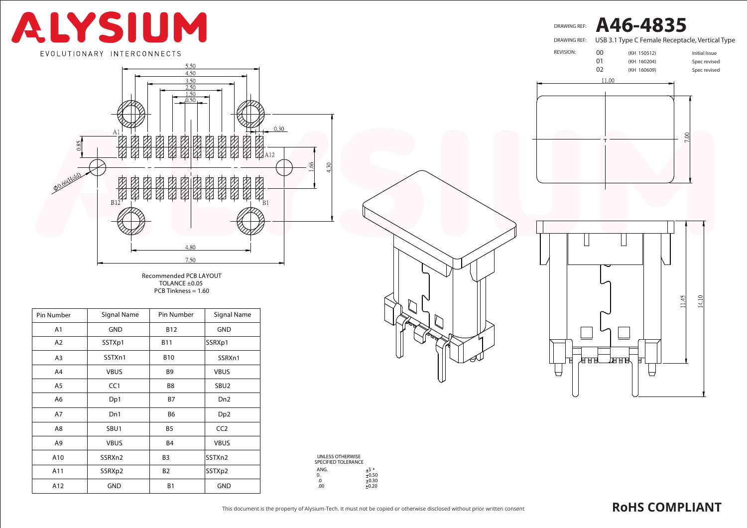# ALYSIUM

EVOLUTIONARY INTERCONNECTS

DRAWING REF: **A46-4835**

DRAWING REF: USB 3.1 Type C Female Receptacle, Vertical Type

| REVISION: | | | |
|---|---|---|---|
| | 00 | (KH 150512) | Initial Issue |
| | 01 | (KH 160204) | Spec revised |
| | 02 | (KH 160609) | Spec revised |

5.50
4.50
3.50
2.50
1.50
0.50
0.30
0.85
A1
A12
B12
B1
Φ0.66(Hold)
1.66
4.30
4.80
7.50

Recommended PCB LAYOUT
TOLANCE ±0.05
PCB Tinkness = 1.60

11.00
7.00
11.45
14.10

| Pin Number | Signal Name | Pin Number | Signal Name |
|---|---|---|---|
| A1 | GND | B12 | GND |
| A2 | SSTXp1 | B11 | SSRXp1 |
| A3 | SSTXn1 | B10 | SSRXn1 |
| A4 | VBUS | B9 | VBUS |
| A5 | CC1 | B8 | SBU2 |
| A6 | Dp1 | B7 | Dn2 |
| A7 | Dn1 | B6 | Dp2 |
| A8 | SBU1 | B5 | CC2 |
| A9 | VBUS | B4 | VBUS |
| A10 | SSRXn2 | B3 | SSTXn2 |
| A11 | SSRXp2 | B2 | SSTXp2 |
| A12 | GND | B1 | GND |

UNLESS OTHERWISE SPECIFIED TOLERANCE

| | |
|---|---|
| ANG. | ±5 ° |
| 0. | ±0.50 |
| .0 | ±0.30 |
| .00 | ±0.20 |

This document is the property of Alysium-Tech. It must not be copied or otherwise disclosed without prior written consent

**RoHS COMPLIANT**